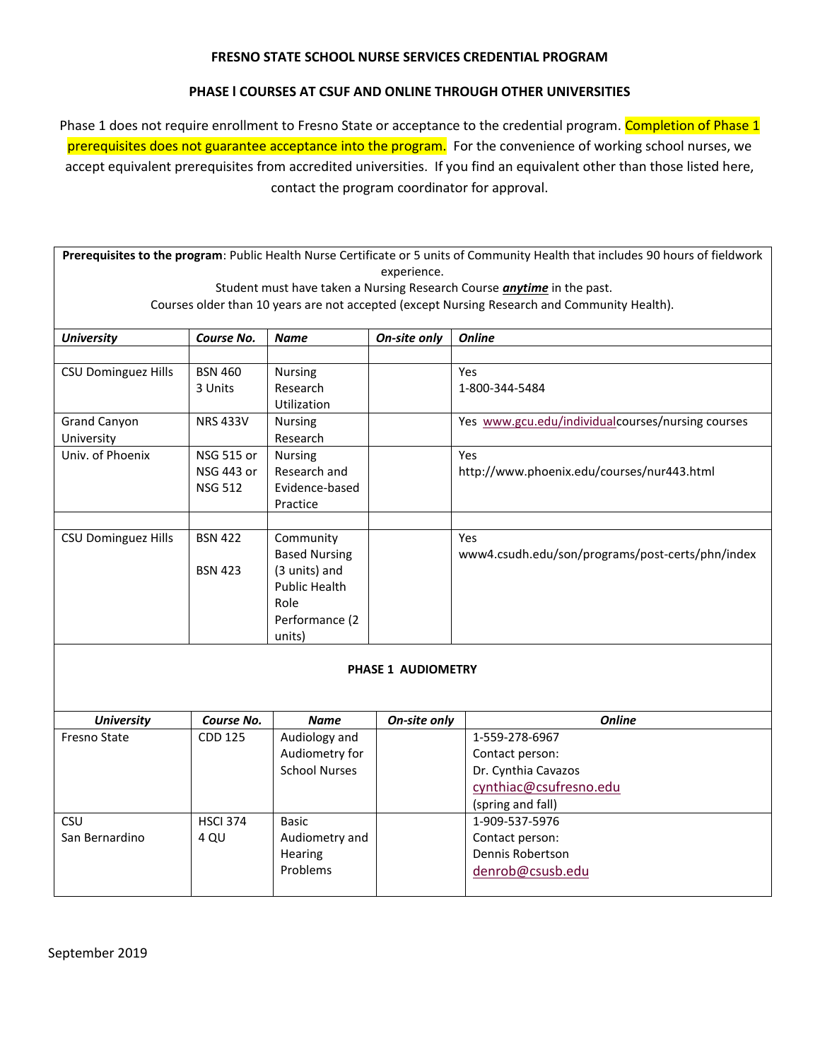**FRESNO STATE SCHOOL NURSE SERVICES CREDENTIAL PROGRAM**

**PHASE I COURSES AT CSUF AND ONLINE THROUGH OTHER UNIVERSITIES**

Phase 1 does not require enrollment to Fresno State or acceptance to the credential program. Completion of Phase 1 prerequisites does not guarantee acceptance into the program. For the convenience of working school nurses, we accept equivalent prerequisites from accredited universities. If you find an equivalent other than those listed here, contact the program coordinator for approval.

**Prerequisites to the program**: Public Health Nurse Certificate or 5 units of Community Health that includes 90 hours of fieldwork experience.
Student must have taken a Nursing Research Course ***anytime*** in the past.
Courses older than 10 years are not accepted (except Nursing Research and Community Health).

| *University* | *Course No.* | *Name* | *On-site only* | *Online* |
|---|---|---|---|---|
| | | | | |
| CSU Dominguez Hills | BSN 460 3 Units | Nursing Research Utilization | | Yes 1-800-344-5484 |
| Grand Canyon University | NRS 433V | Nursing Research | | Yes www.gcu.edu/individualcourses/nursing courses |
| Univ. of Phoenix | NSG 515 or NSG 443 or NSG 512 | Nursing Research and Evidence-based Practice | | Yes http://www.phoenix.edu/courses/nur443.html |
| | | | | |
| CSU Dominguez Hills | BSN 422<br>BSN 423 | Community Based Nursing (3 units) and Public Health Role Performance (2 units) | | Yes www4.csudh.edu/son/programs/post-certs/phn/index |

**PHASE 1 AUDIOMETRY**

| *University* | *Course No.* | *Name* | *On-site only* | *Online* |
|---|---|---|---|---|
| Fresno State | CDD 125 | Audiology and Audiometry for School Nurses | | 1-559-278-6967<br>Contact person:<br>Dr. Cynthia Cavazos<br>cynthiac@csufresno.edu<br>(spring and fall) |
| CSU San Bernardino | HSCI 374 4 QU | Basic Audiometry and Hearing Problems | | 1-909-537-5976<br>Contact person:<br>Dennis Robertson<br>denrob@csusb.edu |

September 2019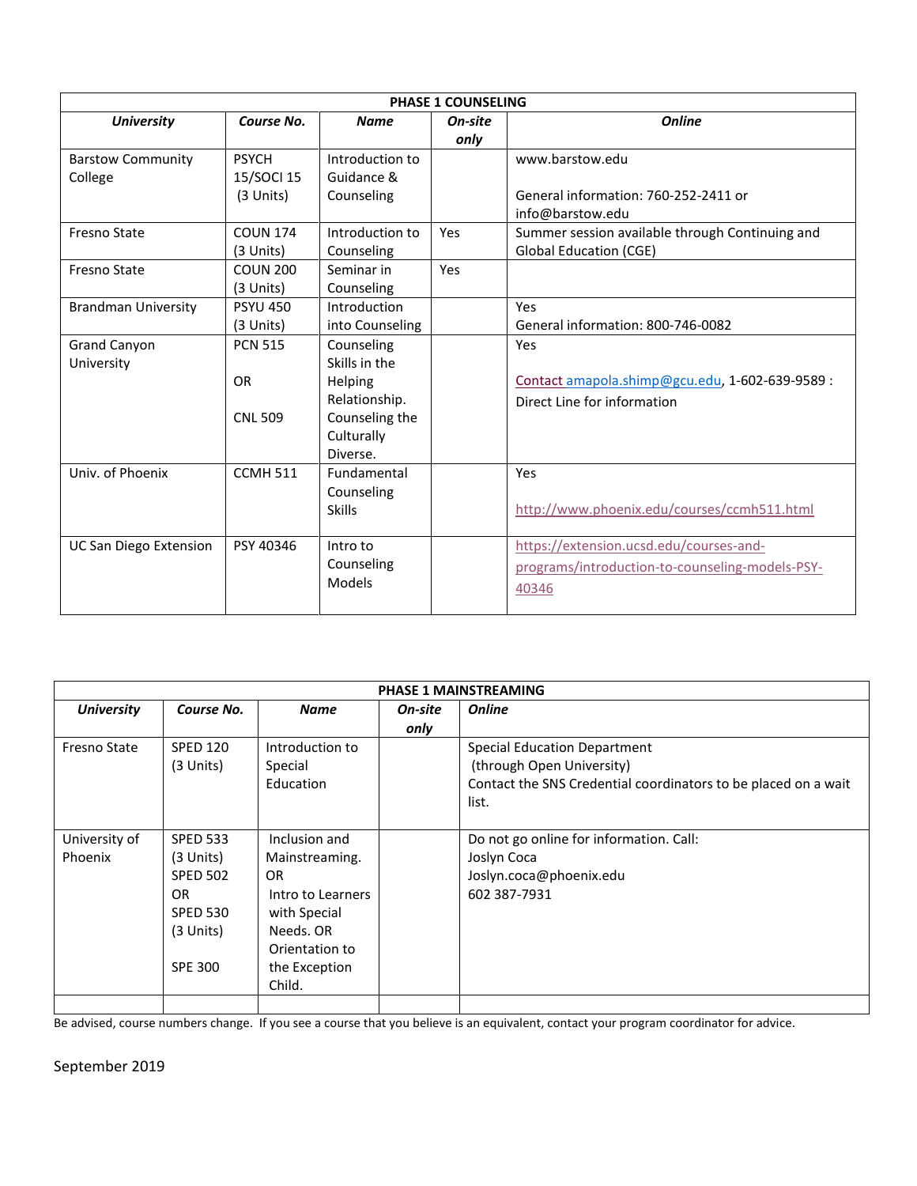| PHASE 1 COUNSELING | | | | |
|---|---|---|---|---|
| ***University*** | ***Course No.*** | ***Name*** | ***On-site only*** | ***Online*** |
| Barstow Community College | PSYCH 15/SOCI 15 (3 Units) | Introduction to Guidance & Counseling | | www.barstow.edu<br><br>General information: 760-252-2411 or info@barstow.edu |
| Fresno State | COUN 174 (3 Units) | Introduction to Counseling | Yes | Summer session available through Continuing and Global Education (CGE) |
| Fresno State | COUN 200 (3 Units) | Seminar in Counseling | Yes | |
| Brandman University | PSYU 450 (3 Units) | Introduction into Counseling | | Yes<br>General information: 800-746-0082 |
| Grand Canyon University | PCN 515<br><br>OR<br><br>CNL 509 | Counseling Skills in the Helping Relationship. Counseling the Culturally Diverse. | | Yes<br><br>Contact amapola.shimp@gcu.edu, 1-602-639-9589 : Direct Line for information |
| Univ. of Phoenix | CCMH 511 | Fundamental Counseling Skills | | Yes<br><br>http://www.phoenix.edu/courses/ccmh511.html |
| UC San Diego Extension | PSY 40346 | Intro to Counseling Models | | https://extension.ucsd.edu/courses-and-programs/introduction-to-counseling-models-PSY-40346 |

| PHASE 1 MAINSTREAMING | | | | |
|---|---|---|---|---|
| ***University*** | ***Course No.*** | ***Name*** | ***On-site only*** | ***Online*** |
| Fresno State | SPED 120 (3 Units) | Introduction to Special Education | | Special Education Department (through Open University)<br>Contact the SNS Credential coordinators to be placed on a wait list. |
| University of Phoenix | SPED 533 (3 Units)<br>SPED 502<br>OR<br>SPED 530 (3 Units)<br><br>SPE 300 | Inclusion and Mainstreaming. OR Intro to Learners with Special Needs. OR Orientation to the Exception Child. | | Do not go online for information. Call:<br>Joslyn Coca<br>Joslyn.coca@phoenix.edu<br>602 387-7931 |
| | | | | |

Be advised, course numbers change. If you see a course that you believe is an equivalent, contact your program coordinator for advice.

September 2019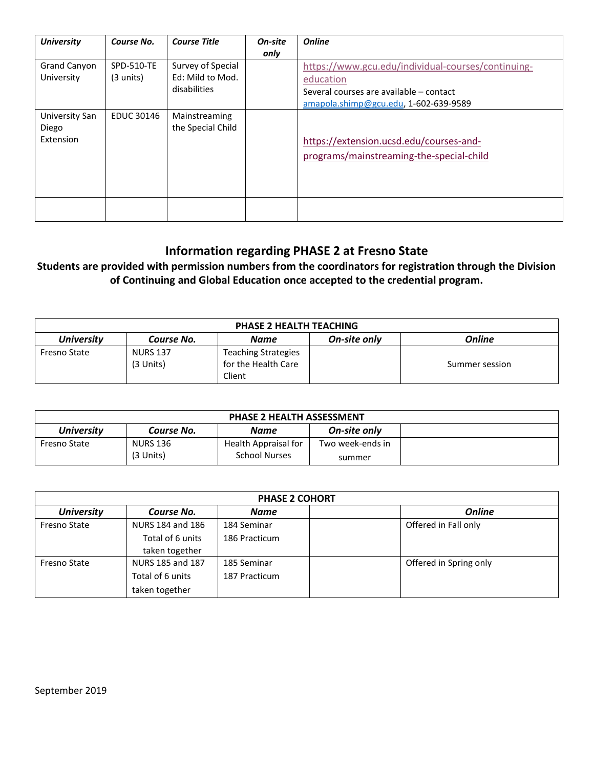| ***University*** | ***Course No.*** | ***Course Title*** | ***On-site only*** | ***Online*** |
|---|---|---|---|---|
| Grand Canyon University | SPD-510-TE (3 units) | Survey of Special Ed: Mild to Mod. disabilities | | https://www.gcu.edu/individual-courses/continuing-education Several courses are available – contact amapola.shimp@gcu.edu, 1-602-639-9589 |
| University San Diego Extension | EDUC 30146 | Mainstreaming the Special Child | | https://extension.ucsd.edu/courses-and-programs/mainstreaming-the-special-child |
| | | | | |

## Information regarding PHASE 2 at Fresno State

**Students are provided with permission numbers from the coordinators for registration through the Division of Continuing and Global Education once accepted to the credential program.**

| **PHASE 2 HEALTH TEACHING** | | | | |
|---|---|---|---|---|
| ***University*** | ***Course No.*** | ***Name*** | ***On-site only*** | ***Online*** |
| Fresno State | NURS 137 (3 Units) | Teaching Strategies for the Health Care Client | | Summer session |

| **PHASE 2 HEALTH ASSESSMENT** | | | | |
|---|---|---|---|---|
| ***University*** | ***Course No.*** | ***Name*** | ***On-site only*** | |
| Fresno State | NURS 136 (3 Units) | Health Appraisal for School Nurses | Two week-ends in summer | |

| **PHASE 2 COHORT** | | | | |
|---|---|---|---|---|
| ***University*** | ***Course No.*** | ***Name*** | | ***Online*** |
| Fresno State | NURS 184 and 186 Total of 6 units taken together | 184 Seminar 186 Practicum | | Offered in Fall only |
| Fresno State | NURS 185 and 187 Total of 6 units taken together | 185 Seminar 187 Practicum | | Offered in Spring only |

September 2019